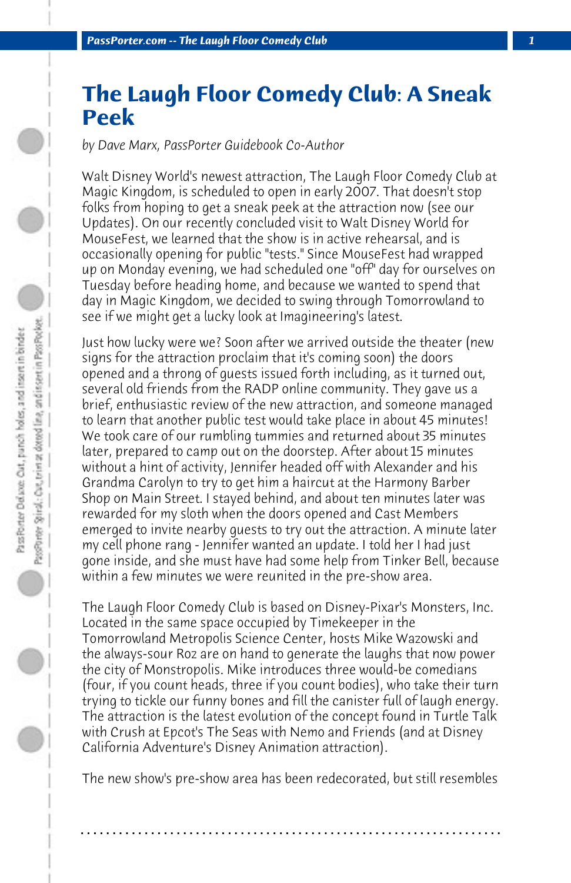# The Laugh Floor Comedy Club: A Sneak Peek

*by Dave Marx, PassPorter Guidebook Co-Author*

Walt Disney World's newest attraction, The Laugh Floor Comedy Club at Magic Kingdom, is scheduled to open in early 2007. That doesn't stop folks from hoping to get a sneak peek at the attraction now (see our Updates). On our recently concluded visit to Walt Disney World for MouseFest, we learned that the show is in active rehearsal, and is occasionally opening for public "tests." Since MouseFest had wrapped up on Monday evening, we had scheduled one "off" day for ourselves on Tuesday before heading home, and because we wanted to spend that day in Magic Kingdom, we decided to swing through Tomorrowland to see if we might get a lucky look at Imagineering's latest.

Just how lucky were we? Soon after we arrived outside the theater (new signs for the attraction proclaim that it's coming soon) the doors opened and a throng of guests issued forth including, as it turned out, several old friends from the RADP online community. They gave us a brief, enthusiastic review of the new attraction, and someone managed to learn that another public test would take place in about 45 minutes! We took care of our rumbling tummies and returned about 35 minutes later, prepared to camp out on the doorstep. After about 15 minutes without a hint of activity, Jennifer headed off with Alexander and his Grandma Carolyn to try to get him a haircut at the Harmony Barber Shop on Main Street. I stayed behind, and about ten minutes later was rewarded for my sloth when the doors opened and Cast Members emerged to invite nearby guests to try out the attraction. A minute later my cell phone rang - Jennifer wanted an update. I told her I had just gone inside, and she must have had some help from Tinker Bell, because within a few minutes we were reunited in the pre-show area.

The Laugh Floor Comedy Club is based on Disney-Pixar's Monsters, Inc. Located in the same space occupied by Timekeeper in the Tomorrowland Metropolis Science Center, hosts Mike Wazowski and the always-sour Roz are on hand to generate the laughs that now power the city of Monstropolis. Mike introduces three would-be comedians (four, if you count heads, three if you count bodies), who take their turn trying to tickle our funny bones and fill the canister full of laugh energy. The attraction is the latest evolution of the concept found in Turtle Talk with Crush at Epcot's The Seas with Nemo and Friends (and at Disney California Adventure's Disney Animation attraction).

The new show's pre-show area has been redecorated, but still resembles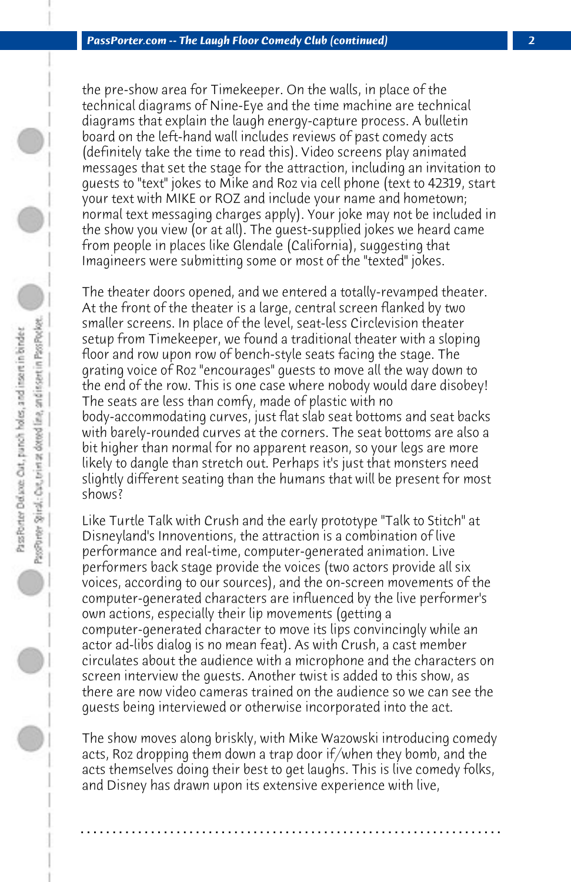the pre-show area for Timekeeper. On the walls, in place of the technical diagrams of Nine-Eye and the time machine are technical diagrams that explain the laugh energy-capture process. A bulletin board on the left-hand wall includes reviews of past comedy acts (definitely take the time to read this). Video screens play animated messages that set the stage for the attraction, including an invitation to guests to "text" jokes to Mike and Roz via cell phone (text to 42319, start your text with MIKE or ROZ and include your name and hometown; normal text messaging charges apply). Your joke may not be included in the show you view (or at all). The guest-supplied jokes we heard came from people in places like Glendale (California), suggesting that Imagineers were submitting some or most of the "texted" jokes.

The theater doors opened, and we entered a totally-revamped theater. At the front of the theater is a large, central screen flanked by two smaller screens. In place of the level, seat-less Circlevision theater setup from Timekeeper, we found a traditional theater with a sloping floor and row upon row of bench-style seats facing the stage. The grating voice of Roz "encourages" guests to move all the way down to the end of the row. This is one case where nobody would dare disobey! The seats are less than comfy, made of plastic with no body-accommodating curves, just flat slab seat bottoms and seat backs with barely-rounded curves at the corners. The seat bottoms are also a bit higher than normal for no apparent reason, so your legs are more likely to dangle than stretch out. Perhaps it's just that monsters need slightly different seating than the humans that will be present for most shows?

Like Turtle Talk with Crush and the early prototype "Talk to Stitch" at Disneyland's Innoventions, the attraction is a combination of live performance and real-time, computer-generated animation. Live performers back stage provide the voices (two actors provide all six voices, according to our sources), and the on-screen movements of the computer-generated characters are influenced by the live performer's own actions, especially their lip movements (getting a computer-generated character to move its lips convincingly while an actor ad-libs dialog is no mean feat). As with Crush, a cast member circulates about the audience with a microphone and the characters on screen interview the guests. Another twist is added to this show, as there are now video cameras trained on the audience so we can see the guests being interviewed or otherwise incorporated into the act.

The show moves along briskly, with Mike Wazowski introducing comedy acts, Roz dropping them down a trap door if/when they bomb, and the acts themselves doing their best to get laughs. This is live comedy folks, and Disney has drawn upon its extensive experience with live,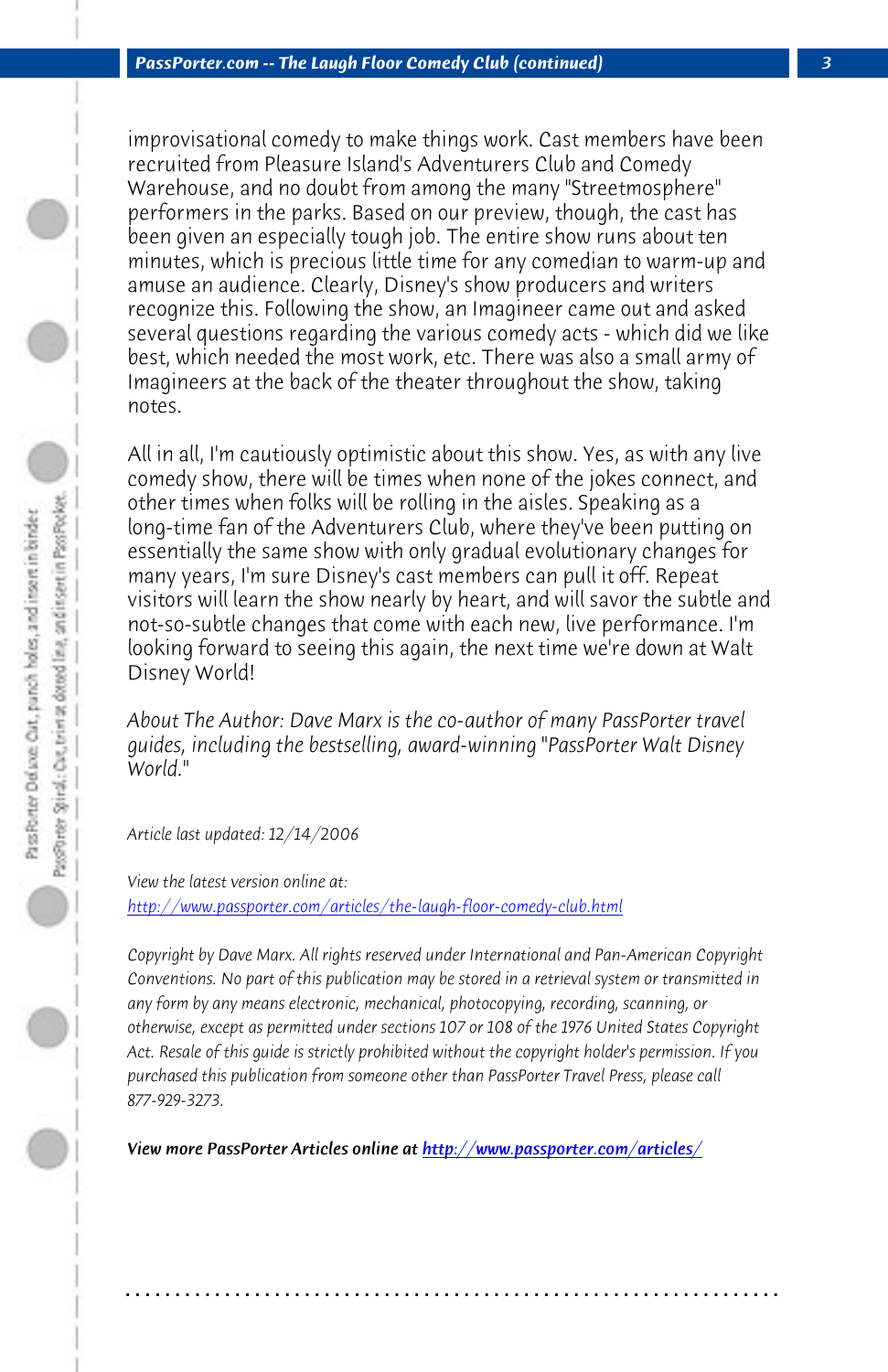improvisational comedy to make things work. Cast members have been recruited from Pleasure Island's Adventurers Club and Comedy Warehouse, and no doubt from among the many "Streetmosphere" performers in the parks. Based on our preview, though, the cast has been given an especially tough job. The entire show runs about ten minutes, which is precious little time for any comedian to warm-up and amuse an audience. Clearly, Disney's show producers and writers recognize this. Following the show, an Imagineer came out and asked several questions regarding the various comedy acts - which did we like best, which needed the most work, etc. There was also a small army of Imagineers at the back of the theater throughout the show, taking notes.

All in all, I'm cautiously optimistic about this show. Yes, as with any live comedy show, there will be times when none of the jokes connect, and other times when folks will be rolling in the aisles. Speaking as a long-time fan of the Adventurers Club, where they've been putting on essentially the same show with only gradual evolutionary changes for many years, I'm sure Disney's cast members can pull it off. Repeat visitors will learn the show nearly by heart, and will savor the subtle and not-so-subtle changes that come with each new, live performance. I'm looking forward to seeing this again, the next time we're down at Walt Disney World!

*About The Author: Dave Marx is the co-author of many PassPorter travel guides, including the bestselling, award-winning "PassPorter Walt Disney World."*

*Article last updated: 12/14/2006*

*View the latest version online at:*
*http://www.passporter.com/articles/the-laugh-floor-comedy-club.html*

*Copyright by Dave Marx. All rights reserved under International and Pan-American Copyright Conventions. No part of this publication may be stored in a retrieval system or transmitted in any form by any means electronic, mechanical, photocopying, recording, scanning, or otherwise, except as permitted under sections 107 or 108 of the 1976 United States Copyright Act. Resale of this guide is strictly prohibited without the copyright holder's permission. If you purchased this publication from someone other than PassPorter Travel Press, please call 877-929-3273.*

***View more PassPorter Articles online at http://www.passporter.com/articles/***